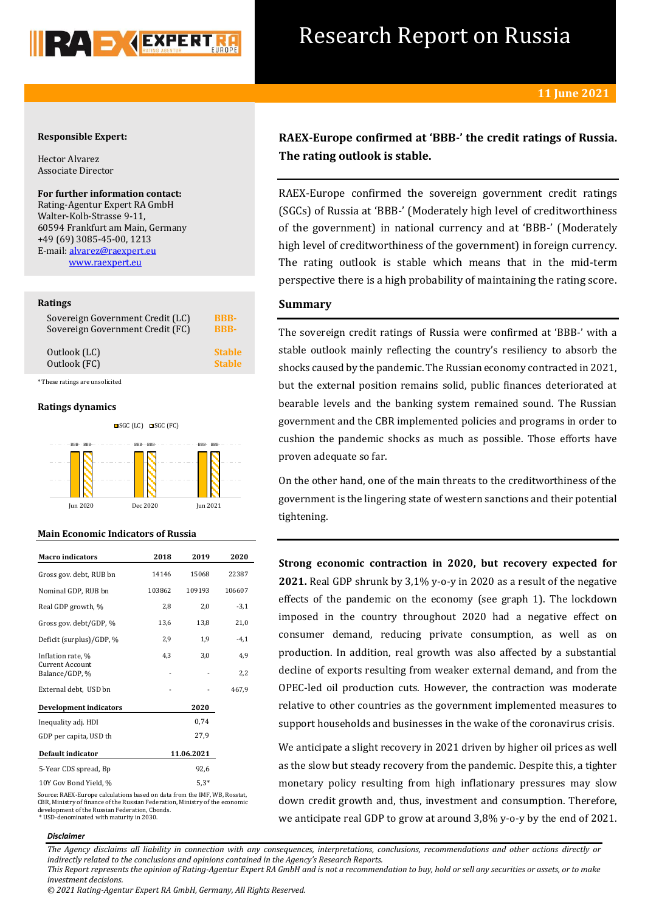# Research Report on Russia

**11 June 2021**

**Responsible Expert:**

Hector Alvarez
Associate Director

**For further information contact:**
Rating-Agentur Expert RA GmbH
Walter-Kolb-Strasse 9-11,
60594 Frankfurt am Main, Germany
+49 (69) 3085-45-00, 1213
E-mail: alvarez@raexpert.eu
www.raexpert.eu

### Ratings

| | |
|---|---|
| Sovereign Government Credit (LC) | BBB- |
| Sovereign Government Credit (FC) | BBB- |
| Outlook (LC) | Stable |
| Outlook (FC) | Stable |

*These ratings are unsolicited

### Ratings dynamics

| | SGC (LC) | SGC (FC) |
|---|---|---|
| Jun 2020 | BBB- | BBB- |
| Dec 2020 | BBB- | BBB- |
| Jun 2021 | BBB- | BBB- |

### Main Economic Indicators of Russia

| Macro indicators | 2018 | 2019 | 2020 |
|---|---|---|---|
| Gross gov. debt, RUB bn | 14146 | 15068 | 22387 |
| Nominal GDP, RUB bn | 103862 | 109193 | 106607 |
| Real GDP growth, % | 2,8 | 2,0 | -3,1 |
| Gross gov. debt/GDP, % | 13,6 | 13,8 | 21,0 |
| Deficit (surplus)/GDP, % | 2,9 | 1,9 | -4,1 |
| Inflation rate, % | 4,3 | 3,0 | 4,9 |
| Current Account Balance/GDP, % | - | - | 2,2 |
| External debt, USD bn | - | - | 467,9 |

| Development indicators | 2020 |
|---|---|
| Inequality adj. HDI | 0,74 |
| GDP per capita, USD th | 27,9 |

| Default indicator | 11.06.2021 |
|---|---|
| 5-Year CDS spread, Bp | 92,6 |
| 10Y Gov Bond Yield, % | 5,3* |

Source: RAEX-Europe calculations based on data from the IMF, WB, Rosstat, CBR, Ministry of finance of the Russian Federation, Ministry of the economic development of the Russian Federation, Cbonds.
* USD-denominated with maturity in 2030.

## RAEX-Europe confirmed at 'BBB-' the credit ratings of Russia. The rating outlook is stable.

RAEX-Europe confirmed the sovereign government credit ratings (SGCs) of Russia at 'BBB-' (Moderately high level of creditworthiness of the government) in national currency and at 'BBB-' (Moderately high level of creditworthiness of the government) in foreign currency. The rating outlook is stable which means that in the mid-term perspective there is a high probability of maintaining the rating score.

## Summary

The sovereign credit ratings of Russia were confirmed at 'BBB-' with a stable outlook mainly reflecting the country's resiliency to absorb the shocks caused by the pandemic. The Russian economy contracted in 2021, but the external position remains solid, public finances deteriorated at bearable levels and the banking system remained sound. The Russian government and the CBR implemented policies and programs in order to cushion the pandemic shocks as much as possible. Those efforts have proven adequate so far.

On the other hand, one of the main threats to the creditworthiness of the government is the lingering state of western sanctions and their potential tightening.

**Strong economic contraction in 2020, but recovery expected for 2021.** Real GDP shrunk by 3,1% y-o-y in 2020 as a result of the negative effects of the pandemic on the economy (see graph 1). The lockdown imposed in the country throughout 2020 had a negative effect on consumer demand, reducing private consumption, as well as on production. In addition, real growth was also affected by a substantial decline of exports resulting from weaker external demand, and from the OPEC-led oil production cuts. However, the contraction was moderate relative to other countries as the government implemented measures to support households and businesses in the wake of the coronavirus crisis.

We anticipate a slight recovery in 2021 driven by higher oil prices as well as the slow but steady recovery from the pandemic. Despite this, a tighter monetary policy resulting from high inflationary pressures may slow down credit growth and, thus, investment and consumption. Therefore, we anticipate real GDP to grow at around 3,8% y-o-y by the end of 2021.

#### Disclaimer

*The Agency disclaims all liability in connection with any consequences, interpretations, conclusions, recommendations and other actions directly or indirectly related to the conclusions and opinions contained in the Agency's Research Reports.*
*This Report represents the opinion of Rating-Agentur Expert RA GmbH and is not a recommendation to buy, hold or sell any securities or assets, or to make investment decisions.*
*© 2021 Rating-Agentur Expert RA GmbH, Germany, All Rights Reserved.*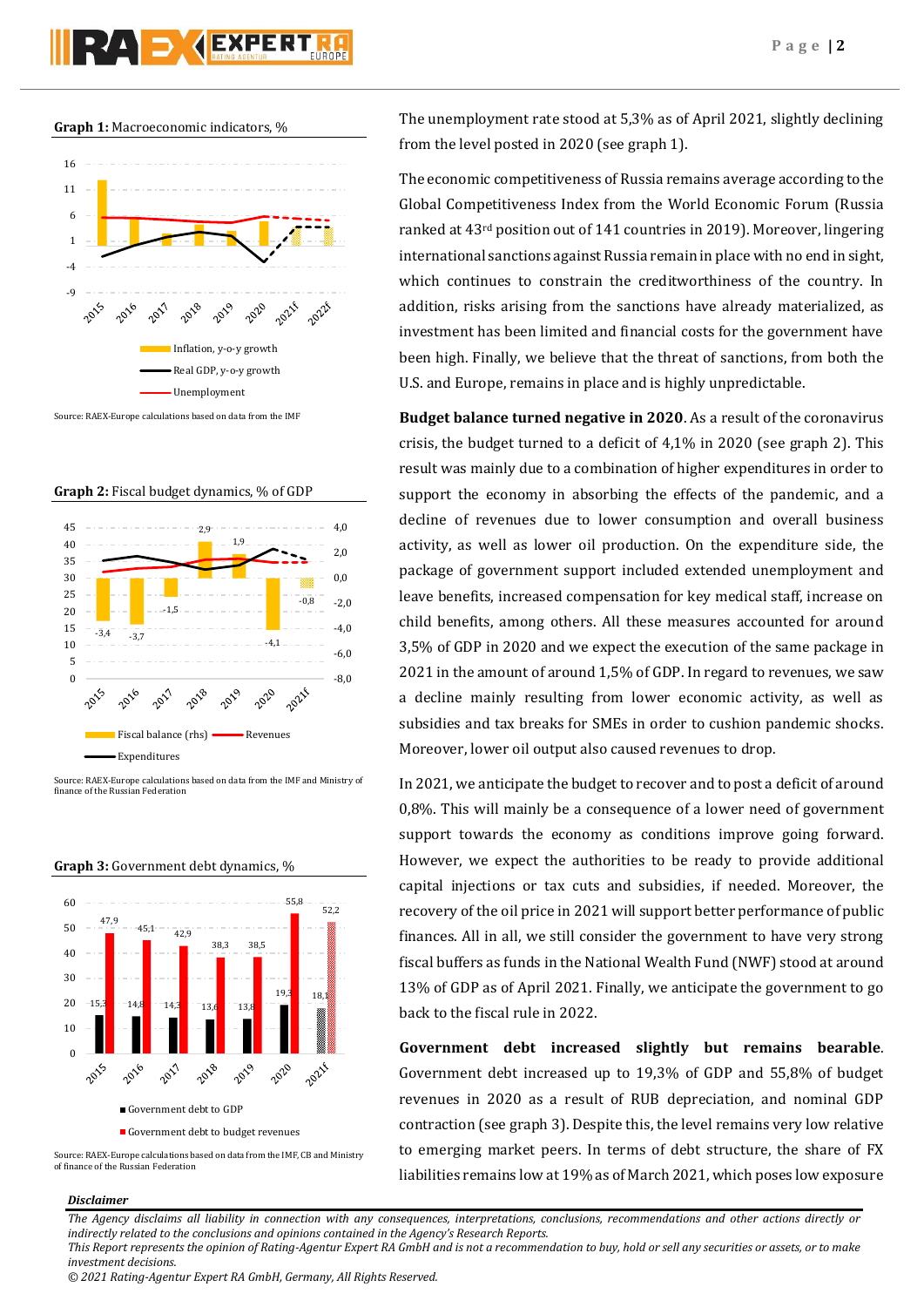**Graph 1:** Macroeconomic indicators, %

Source: RAEX-Europe calculations based on data from the IMF

**Graph 2:** Fiscal budget dynamics, % of GDP

Source: RAEX-Europe calculations based on data from the IMF and Ministry of finance of the Russian Federation

**Graph 3:** Government debt dynamics, %

Source: RAEX-Europe calculations based on data from the IMF, CB and Ministry of finance of the Russian Federation

The unemployment rate stood at 5,3% as of April 2021, slightly declining from the level posted in 2020 (see graph 1).

The economic competitiveness of Russia remains average according to the Global Competitiveness Index from the World Economic Forum (Russia ranked at 43rd position out of 141 countries in 2019). Moreover, lingering international sanctions against Russia remain in place with no end in sight, which continues to constrain the creditworthiness of the country. In addition, risks arising from the sanctions have already materialized, as investment has been limited and financial costs for the government have been high. Finally, we believe that the threat of sanctions, from both the U.S. and Europe, remains in place and is highly unpredictable.

**Budget balance turned negative in 2020**. As a result of the coronavirus crisis, the budget turned to a deficit of 4,1% in 2020 (see graph 2). This result was mainly due to a combination of higher expenditures in order to support the economy in absorbing the effects of the pandemic, and a decline of revenues due to lower consumption and overall business activity, as well as lower oil production. On the expenditure side, the package of government support included extended unemployment and leave benefits, increased compensation for key medical staff, increase on child benefits, among others. All these measures accounted for around 3,5% of GDP in 2020 and we expect the execution of the same package in 2021 in the amount of around 1,5% of GDP. In regard to revenues, we saw a decline mainly resulting from lower economic activity, as well as subsidies and tax breaks for SMEs in order to cushion pandemic shocks. Moreover, lower oil output also caused revenues to drop.

In 2021, we anticipate the budget to recover and to post a deficit of around 0,8%. This will mainly be a consequence of a lower need of government support towards the economy as conditions improve going forward. However, we expect the authorities to be ready to provide additional capital injections or tax cuts and subsidies, if needed. Moreover, the recovery of the oil price in 2021 will support better performance of public finances. All in all, we still consider the government to have very strong fiscal buffers as funds in the National Wealth Fund (NWF) stood at around 13% of GDP as of April 2021. Finally, we anticipate the government to go back to the fiscal rule in 2022.

**Government debt increased slightly but remains bearable**. Government debt increased up to 19,3% of GDP and 55,8% of budget revenues in 2020 as a result of RUB depreciation, and nominal GDP contraction (see graph 3). Despite this, the level remains very low relative to emerging market peers. In terms of debt structure, the share of FX liabilities remains low at 19% as of March 2021, which poses low exposure

***Disclaimer***

*The Agency disclaims all liability in connection with any consequences, interpretations, conclusions, recommendations and other actions directly or indirectly related to the conclusions and opinions contained in the Agency's Research Reports.*
*This Report represents the opinion of Rating-Agentur Expert RA GmbH and is not a recommendation to buy, hold or sell any securities or assets, or to make investment decisions.*
*© 2021 Rating-Agentur Expert RA GmbH, Germany, All Rights Reserved.*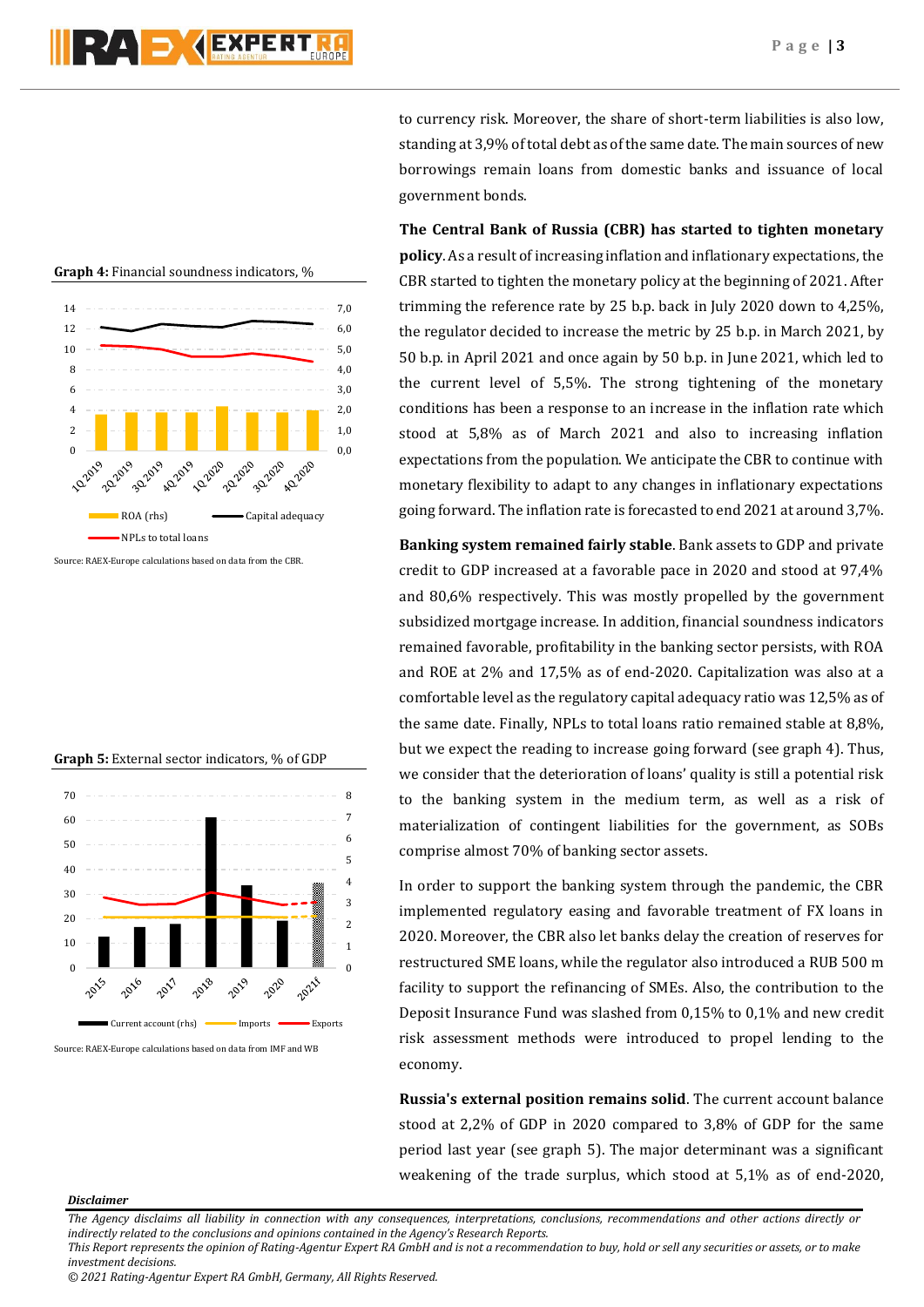**Graph 4:** Financial soundness indicators, %

Source: RAEX-Europe calculations based on data from the CBR.

**Graph 5:** External sector indicators, % of GDP

Source: RAEX-Europe calculations based on data from IMF and WB

to currency risk. Moreover, the share of short-term liabilities is also low, standing at 3,9% of total debt as of the same date. The main sources of new borrowings remain loans from domestic banks and issuance of local government bonds.

**The Central Bank of Russia (CBR) has started to tighten monetary policy**. As a result of increasing inflation and inflationary expectations, the CBR started to tighten the monetary policy at the beginning of 2021. After trimming the reference rate by 25 b.p. back in July 2020 down to 4,25%, the regulator decided to increase the metric by 25 b.p. in March 2021, by 50 b.p. in April 2021 and once again by 50 b.p. in June 2021, which led to the current level of 5,5%. The strong tightening of the monetary conditions has been a response to an increase in the inflation rate which stood at 5,8% as of March 2021 and also to increasing inflation expectations from the population. We anticipate the CBR to continue with monetary flexibility to adapt to any changes in inflationary expectations going forward. The inflation rate is forecasted to end 2021 at around 3,7%.

**Banking system remained fairly stable**. Bank assets to GDP and private credit to GDP increased at a favorable pace in 2020 and stood at 97,4% and 80,6% respectively. This was mostly propelled by the government subsidized mortgage increase. In addition, financial soundness indicators remained favorable, profitability in the banking sector persists, with ROA and ROE at 2% and 17,5% as of end-2020. Capitalization was also at a comfortable level as the regulatory capital adequacy ratio was 12,5% as of the same date. Finally, NPLs to total loans ratio remained stable at 8,8%, but we expect the reading to increase going forward (see graph 4). Thus, we consider that the deterioration of loans' quality is still a potential risk to the banking system in the medium term, as well as a risk of materialization of contingent liabilities for the government, as SOBs comprise almost 70% of banking sector assets.

In order to support the banking system through the pandemic, the CBR implemented regulatory easing and favorable treatment of FX loans in 2020. Moreover, the CBR also let banks delay the creation of reserves for restructured SME loans, while the regulator also introduced a RUB 500 m facility to support the refinancing of SMEs. Also, the contribution to the Deposit Insurance Fund was slashed from 0,15% to 0,1% and new credit risk assessment methods were introduced to propel lending to the economy.

**Russia's external position remains solid**. The current account balance stood at 2,2% of GDP in 2020 compared to 3,8% of GDP for the same period last year (see graph 5). The major determinant was a significant weakening of the trade surplus, which stood at 5,1% as of end-2020,

***Disclaimer***

*The Agency disclaims all liability in connection with any consequences, interpretations, conclusions, recommendations and other actions directly or indirectly related to the conclusions and opinions contained in the Agency's Research Reports.*
*This Report represents the opinion of Rating-Agentur Expert RA GmbH and is not a recommendation to buy, hold or sell any securities or assets, or to make investment decisions.*
*© 2021 Rating-Agentur Expert RA GmbH, Germany, All Rights Reserved.*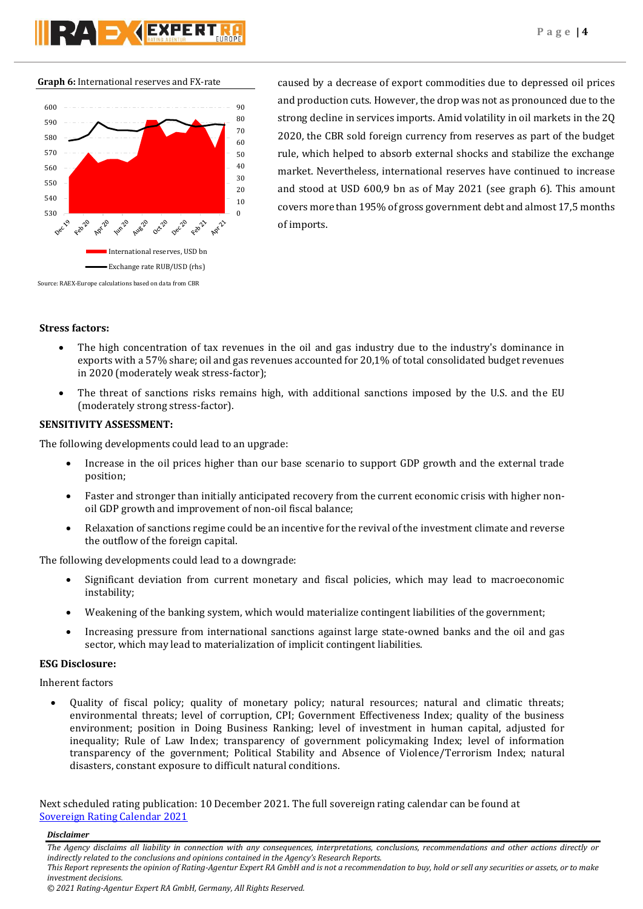**Graph 6:** International reserves and FX-rate

Source: RAEX-Europe calculations based on data from CBR

caused by a decrease of export commodities due to depressed oil prices and production cuts. However, the drop was not as pronounced due to the strong decline in services imports. Amid volatility in oil markets in the 2Q 2020, the CBR sold foreign currency from reserves as part of the budget rule, which helped to absorb external shocks and stabilize the exchange market. Nevertheless, international reserves have continued to increase and stood at USD 600,9 bn as of May 2021 (see graph 6). This amount covers more than 195% of gross government debt and almost 17,5 months of imports.

**Stress factors:**

- The high concentration of tax revenues in the oil and gas industry due to the industry's dominance in exports with a 57% share; oil and gas revenues accounted for 20,1% of total consolidated budget revenues in 2020 (moderately weak stress-factor);
- The threat of sanctions risks remains high, with additional sanctions imposed by the U.S. and the EU (moderately strong stress-factor).

**SENSITIVITY ASSESSMENT:**

The following developments could lead to an upgrade:

- Increase in the oil prices higher than our base scenario to support GDP growth and the external trade position;
- Faster and stronger than initially anticipated recovery from the current economic crisis with higher non-oil GDP growth and improvement of non-oil fiscal balance;
- Relaxation of sanctions regime could be an incentive for the revival of the investment climate and reverse the outflow of the foreign capital.

The following developments could lead to a downgrade:

- Significant deviation from current monetary and fiscal policies, which may lead to macroeconomic instability;
- Weakening of the banking system, which would materialize contingent liabilities of the government;
- Increasing pressure from international sanctions against large state-owned banks and the oil and gas sector, which may lead to materialization of implicit contingent liabilities.

**ESG Disclosure:**

Inherent factors

- Quality of fiscal policy; quality of monetary policy; natural resources; natural and climatic threats; environmental threats; level of corruption, CPI; Government Effectiveness Index; quality of the business environment; position in Doing Business Ranking; level of investment in human capital, adjusted for inequality; Rule of Law Index; transparency of government policymaking Index; level of information transparency of the government; Political Stability and Absence of Violence/Terrorism Index; natural disasters, constant exposure to difficult natural conditions.

Next scheduled rating publication: 10 December 2021. The full sovereign rating calendar can be found at [Sovereign Rating Calendar 2021](Sovereign Rating Calendar 2021)

***Disclaimer***

*The Agency disclaims all liability in connection with any consequences, interpretations, conclusions, recommendations and other actions directly or indirectly related to the conclusions and opinions contained in the Agency's Research Reports.*

*This Report represents the opinion of Rating-Agentur Expert RA GmbH and is not a recommendation to buy, hold or sell any securities or assets, or to make investment decisions.*

*© 2021 Rating-Agentur Expert RA GmbH, Germany, All Rights Reserved.*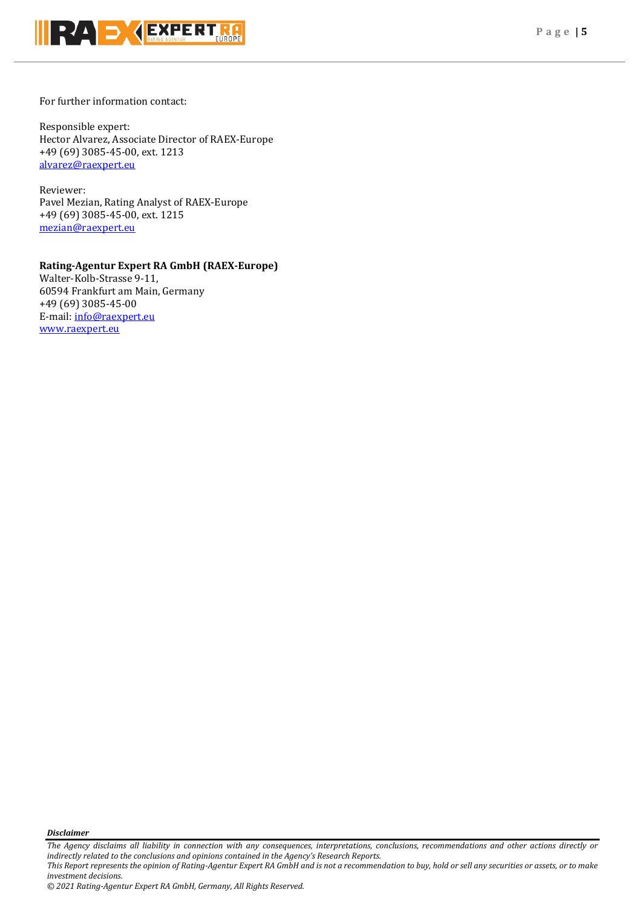For further information contact:

Responsible expert:
Hector Alvarez, Associate Director of RAEX-Europe
+49 (69) 3085-45-00, ext. 1213
alvarez@raexpert.eu

Reviewer:
Pavel Mezian, Rating Analyst of RAEX-Europe
+49 (69) 3085-45-00, ext. 1215
mezian@raexpert.eu

**Rating-Agentur Expert RA GmbH (RAEX-Europe)**
Walter-Kolb-Strasse 9-11,
60594 Frankfurt am Main, Germany
+49 (69) 3085-45-00
E-mail: info@raexpert.eu
www.raexpert.eu

***Disclaimer***

*The Agency disclaims all liability in connection with any consequences, interpretations, conclusions, recommendations and other actions directly or indirectly related to the conclusions and opinions contained in the Agency's Research Reports.*
*This Report represents the opinion of Rating-Agentur Expert RA GmbH and is not a recommendation to buy, hold or sell any securities or assets, or to make investment decisions.*
*© 2021 Rating-Agentur Expert RA GmbH, Germany, All Rights Reserved.*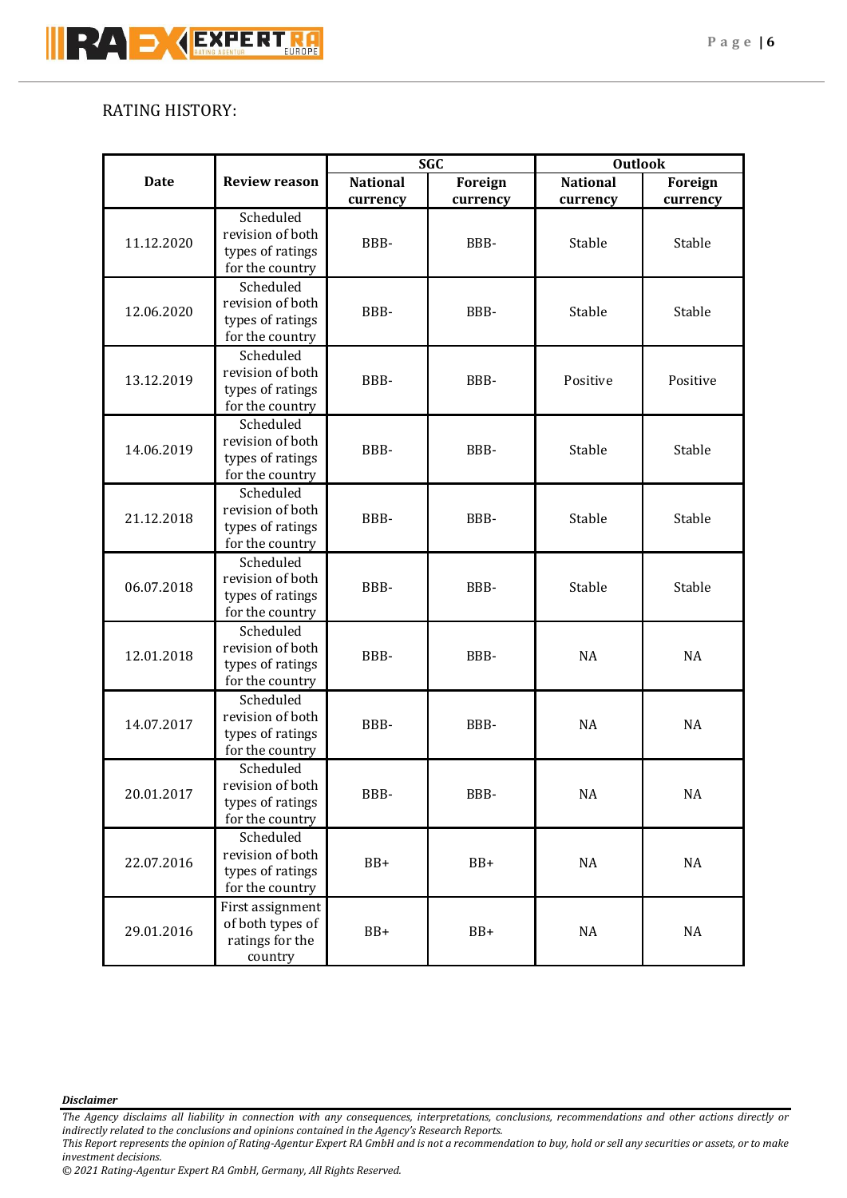RATING HISTORY:

| Date | Review reason | SGC | | Outlook | |
|---|---|---|---|---|---|
| | | National currency | Foreign currency | National currency | Foreign currency |
| 11.12.2020 | Scheduled revision of both types of ratings for the country | BBB- | BBB- | Stable | Stable |
| 12.06.2020 | Scheduled revision of both types of ratings for the country | BBB- | BBB- | Stable | Stable |
| 13.12.2019 | Scheduled revision of both types of ratings for the country | BBB- | BBB- | Positive | Positive |
| 14.06.2019 | Scheduled revision of both types of ratings for the country | BBB- | BBB- | Stable | Stable |
| 21.12.2018 | Scheduled revision of both types of ratings for the country | BBB- | BBB- | Stable | Stable |
| 06.07.2018 | Scheduled revision of both types of ratings for the country | BBB- | BBB- | Stable | Stable |
| 12.01.2018 | Scheduled revision of both types of ratings for the country | BBB- | BBB- | NA | NA |
| 14.07.2017 | Scheduled revision of both types of ratings for the country | BBB- | BBB- | NA | NA |
| 20.01.2017 | Scheduled revision of both types of ratings for the country | BBB- | BBB- | NA | NA |
| 22.07.2016 | Scheduled revision of both types of ratings for the country | BB+ | BB+ | NA | NA |
| 29.01.2016 | First assignment of both types of ratings for the country | BB+ | BB+ | NA | NA |

***Disclaimer***

*The Agency disclaims all liability in connection with any consequences, interpretations, conclusions, recommendations and other actions directly or indirectly related to the conclusions and opinions contained in the Agency's Research Reports.*

*This Report represents the opinion of Rating-Agentur Expert RA GmbH and is not a recommendation to buy, hold or sell any securities or assets, or to make investment decisions.*

*© 2021 Rating-Agentur Expert RA GmbH, Germany, All Rights Reserved.*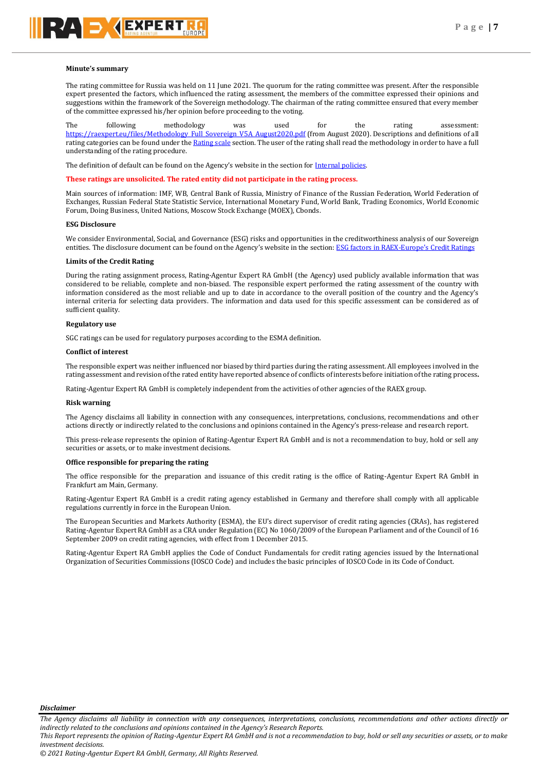**Minute's summary**

The rating committee for Russia was held on 11 June 2021. The quorum for the rating committee was present. After the responsible expert presented the factors, which influenced the rating assessment, the members of the committee expressed their opinions and suggestions within the framework of the Sovereign methodology. The chairman of the rating committee ensured that every member of the committee expressed his/her opinion before proceeding to the voting.

The following methodology was used for the rating assessment: [https://raexpert.eu/files/Methodology_Full_Sovereign_V5A_August2020.pdf](https://raexpert.eu/files/Methodology_Full_Sovereign_V5A_August2020.pdf) (from August 2020). Descriptions and definitions of all rating categories can be found under the Rating scale section. The user of the rating shall read the methodology in order to have a full understanding of the rating procedure.

The definition of default can be found on the Agency's website in the section for Internal policies.

**These ratings are unsolicited. The rated entity did not participate in the rating process.**

Main sources of information: IMF, WB, Central Bank of Russia, Ministry of Finance of the Russian Federation, World Federation of Exchanges, Russian Federal State Statistic Service, International Monetary Fund, World Bank, Trading Economics, World Economic Forum, Doing Business, United Nations, Moscow Stock Exchange (MOEX), Cbonds.

**ESG Disclosure**

We consider Environmental, Social, and Governance (ESG) risks and opportunities in the creditworthiness analysis of our Sovereign entities. The disclosure document can be found on the Agency's website in the section: ESG factors in RAEX-Europe's Credit Ratings

**Limits of the Credit Rating**

During the rating assignment process, Rating-Agentur Expert RA GmbH (the Agency) used publicly available information that was considered to be reliable, complete and non-biased. The responsible expert performed the rating assessment of the country with information considered as the most reliable and up to date in accordance to the overall position of the country and the Agency's internal criteria for selecting data providers. The information and data used for this specific assessment can be considered as of sufficient quality.

**Regulatory use**

SGC ratings can be used for regulatory purposes according to the ESMA definition.

**Conflict of interest**

The responsible expert was neither influenced nor biased by third parties during the rating assessment. All employees involved in the rating assessment and revision of the rated entity have reported absence of conflicts of interests before initiation of the rating process.

Rating-Agentur Expert RA GmbH is completely independent from the activities of other agencies of the RAEX group.

**Risk warning**

The Agency disclaims all liability in connection with any consequences, interpretations, conclusions, recommendations and other actions directly or indirectly related to the conclusions and opinions contained in the Agency's press-release and research report.

This press-release represents the opinion of Rating-Agentur Expert RA GmbH and is not a recommendation to buy, hold or sell any securities or assets, or to make investment decisions.

**Office responsible for preparing the rating**

The office responsible for the preparation and issuance of this credit rating is the office of Rating-Agentur Expert RA GmbH in Frankfurt am Main, Germany.

Rating-Agentur Expert RA GmbH is a credit rating agency established in Germany and therefore shall comply with all applicable regulations currently in force in the European Union.

The European Securities and Markets Authority (ESMA), the EU's direct supervisor of credit rating agencies (CRAs), has registered Rating-Agentur Expert RA GmbH as a CRA under Regulation (EC) No 1060/2009 of the European Parliament and of the Council of 16 September 2009 on credit rating agencies, with effect from 1 December 2015.

Rating-Agentur Expert RA GmbH applies the Code of Conduct Fundamentals for credit rating agencies issued by the International Organization of Securities Commissions (IOSCO Code) and includes the basic principles of IOSCO Code in its Code of Conduct.

***Disclaimer***

*The Agency disclaims all liability in connection with any consequences, interpretations, conclusions, recommendations and other actions directly or indirectly related to the conclusions and opinions contained in the Agency's Research Reports.*
*This Report represents the opinion of Rating-Agentur Expert RA GmbH and is not a recommendation to buy, hold or sell any securities or assets, or to make investment decisions.*
*© 2021 Rating-Agentur Expert RA GmbH, Germany, All Rights Reserved.*